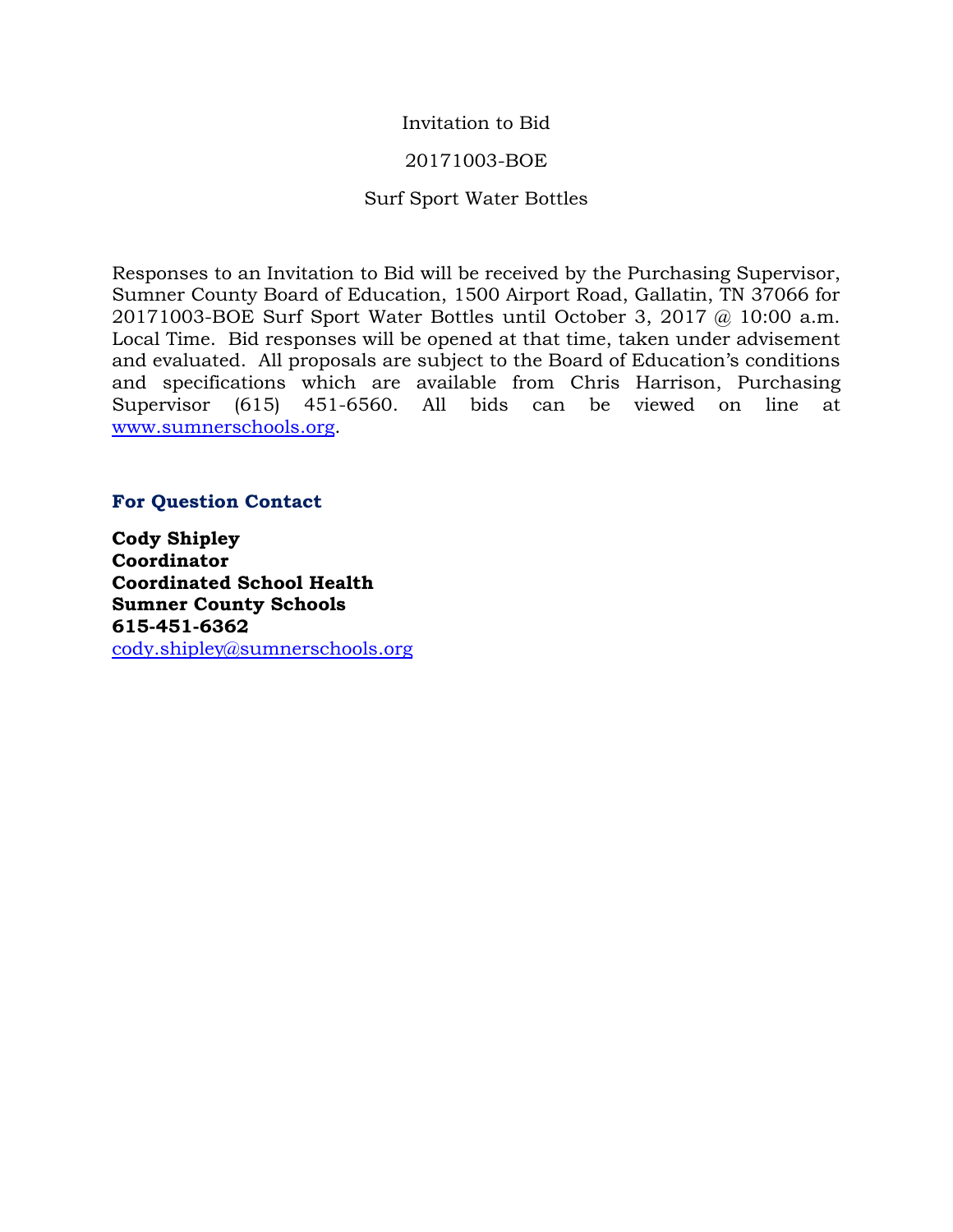Invitation to Bid

20171003-BOE

Surf Sport Water Bottles

Responses to an Invitation to Bid will be received by the Purchasing Supervisor, Sumner County Board of Education, 1500 Airport Road, Gallatin, TN 37066 for 20171003-BOE Surf Sport Water Bottles until October 3, 2017 @ 10:00 a.m. Local Time. Bid responses will be opened at that time, taken under advisement and evaluated. All proposals are subject to the Board of Education's conditions and specifications which are available from Chris Harrison, Purchasing Supervisor (615) 451-6560. All bids can be viewed on line at www.sumnerschools.org.

### For Question Contact

**Cody Shipley**
**Coordinator**
**Coordinated School Health**
**Sumner County Schools**
**615-451-6362**
cody.shipley@sumnerschools.org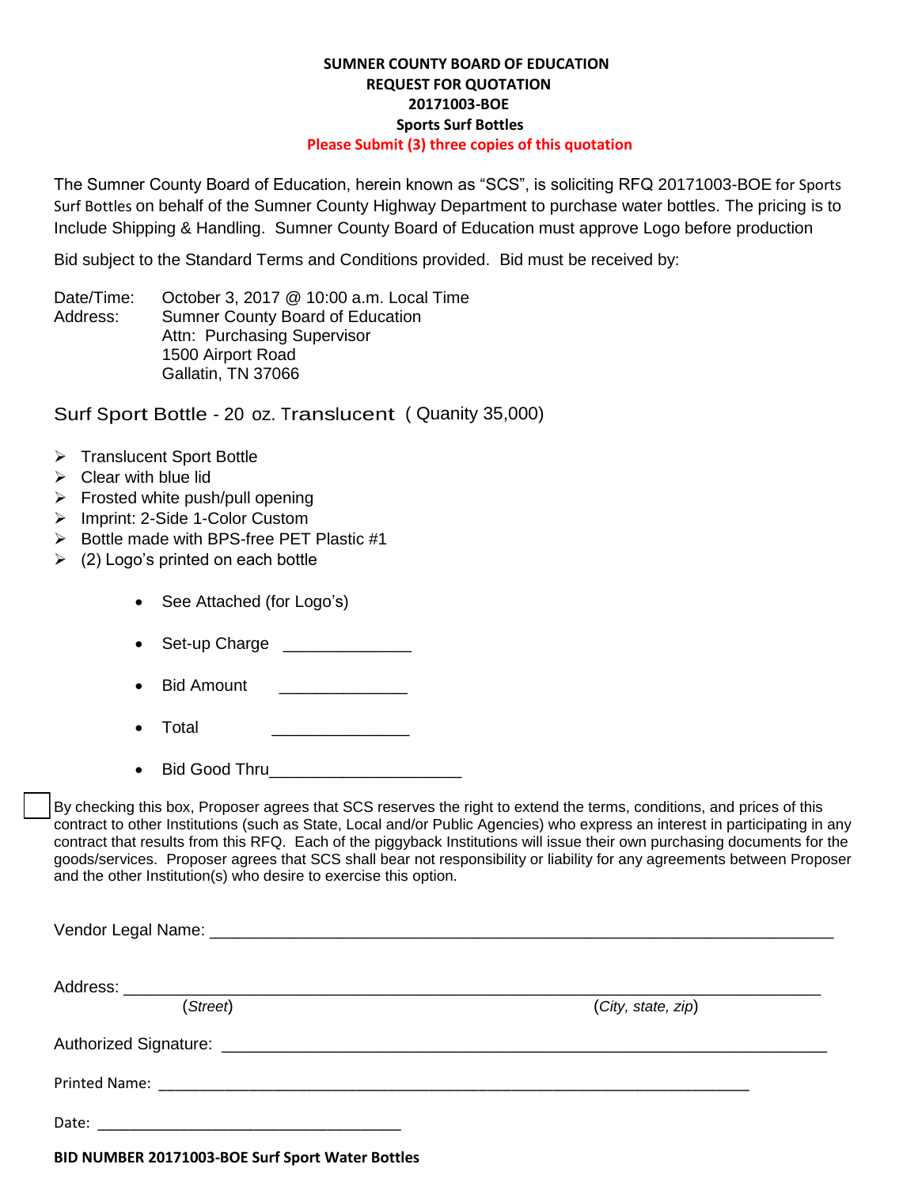**SUMNER COUNTY BOARD OF EDUCATION**
**REQUEST FOR QUOTATION**
**20171003-BOE**
**Sports Surf Bottles**
**Please Submit (3) three copies of this quotation**

The Sumner County Board of Education, herein known as “SCS”, is soliciting RFQ 20171003-BOE for Sports Surf Bottles on behalf of the Sumner County Highway Department to purchase water bottles. The pricing is to Include Shipping & Handling. Sumner County Board of Education must approve Logo before production

Bid subject to the Standard Terms and Conditions provided. Bid must be received by:

Date/Time: October 3, 2017 @ 10:00 a.m. Local Time
Address: Sumner County Board of Education
Attn: Purchasing Supervisor
1500 Airport Road
Gallatin, TN 37066

Surf Sport Bottle - 20 oz. Translucent ( Quanity 35,000)

- Translucent Sport Bottle
- Clear with blue lid
- Frosted white push/pull opening
- Imprint: 2-Side 1-Color Custom
- Bottle made with BPS-free PET Plastic #1
- (2) Logo’s printed on each bottle
    - See Attached (for Logo’s)
    - Set-up Charge _____________
    - Bid Amount _____________
    - Total ______________
    - Bid Good Thru____________________

☐ By checking this box, Proposer agrees that SCS reserves the right to extend the terms, conditions, and prices of this contract to other Institutions (such as State, Local and/or Public Agencies) who express an interest in participating in any contract that results from this RFQ. Each of the piggyback Institutions will issue their own purchasing documents for the goods/services. Proposer agrees that SCS shall bear not responsibility or liability for any agreements between Proposer and the other Institution(s) who desire to exercise this option.

Vendor Legal Name: ______________________________________________________________

Address: ______________________________________________________________
(*Street*) (*City, state, zip*)

Authorized Signature: ______________________________________________________________

Printed Name: ______________________________________________________________

Date: ________________________________

**BID NUMBER 20171003-BOE Surf Sport Water Bottles**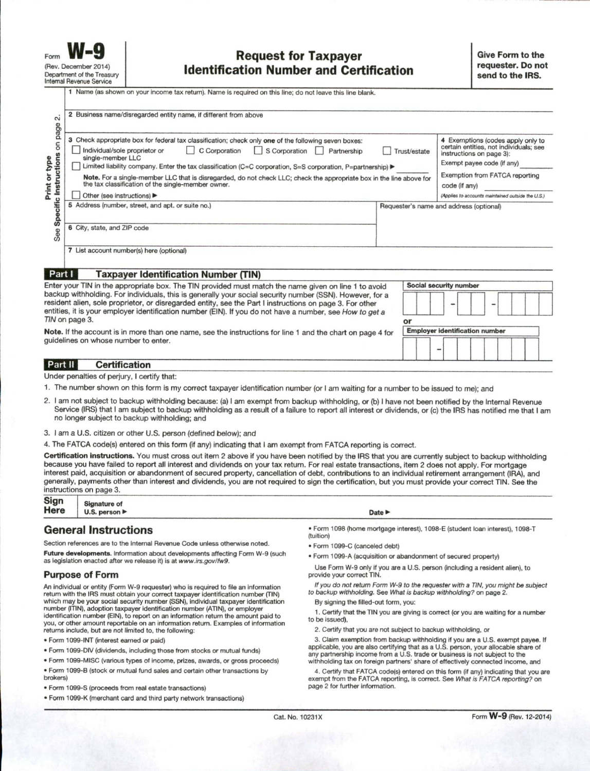Form **W-9**
(Rev. December 2014)
Department of the Treasury
Internal Revenue Service

# Request for Taxpayer Identification Number and Certification

**Give Form to the requester. Do not send to the IRS.**

*Print or type*
*See Specific Instructions on page 2.*

1 Name (as shown on your income tax return). Name is required on this line; do not leave this line blank.

2 Business name/disregarded entity name, if different from above

3 Check appropriate box for federal tax classification; check only **one** of the following seven boxes:

- ☐ Individual/sole proprietor or single-member LLC
- ☐ C Corporation
- ☐ S Corporation
- ☐ Partnership
- ☐ Trust/estate
- ☐ Limited liability company. Enter the tax classification (C=C corporation, S=S corporation, P=partnership) ▶ ______

**Note.** For a single-member LLC that is disregarded, do not check LLC; check the appropriate box in the line above for the tax classification of the single-member owner.

- ☐ Other (see instructions) ▶

4 Exemptions (codes apply only to certain entities, not individuals; see instructions on page 3):

Exempt payee code (if any) ______

Exemption from FATCA reporting code (if any) ______

*(Applies to accounts maintained outside the U.S.)*

5 Address (number, street, and apt. or suite no.)

Requester's name and address (optional)

6 City, state, and ZIP code

7 List account number(s) here (optional)

## Part I Taxpayer Identification Number (TIN)

Enter your TIN in the appropriate box. The TIN provided must match the name given on line 1 to avoid backup withholding. For individuals, this is generally your social security number (SSN). However, for a resident alien, sole proprietor, or disregarded entity, see the Part I instructions on page 3. For other entities, it is your employer identification number (EIN). If you do not have a number, see *How to get a TIN* on page 3.

**Note.** If the account is in more than one name, see the instructions for line 1 and the chart on page 4 for guidelines on whose number to enter.

**Social security number**

☐☐☐ – ☐☐ – ☐☐☐☐

**or**

**Employer identification number**

☐☐ – ☐☐☐☐☐☐☐

## Part II Certification

Under penalties of perjury, I certify that:

1. The number shown on this form is my correct taxpayer identification number (or I am waiting for a number to be issued to me); and
2. I am not subject to backup withholding because: (a) I am exempt from backup withholding, or (b) I have not been notified by the Internal Revenue Service (IRS) that I am subject to backup withholding as a result of a failure to report all interest or dividends, or (c) the IRS has notified me that I am no longer subject to backup withholding; and
3. I am a U.S. citizen or other U.S. person (defined below); and
4. The FATCA code(s) entered on this form (if any) indicating that I am exempt from FATCA reporting is correct.

**Certification instructions.** You must cross out item 2 above if you have been notified by the IRS that you are currently subject to backup withholding because you have failed to report all interest and dividends on your tax return. For real estate transactions, item 2 does not apply. For mortgage interest paid, acquisition or abandonment of secured property, cancellation of debt, contributions to an individual retirement arrangement (IRA), and generally, payments other than interest and dividends, you are not required to sign the certification, but you must provide your correct TIN. See the instructions on page 3.

**Sign Here** Signature of U.S. person ▶ Date ▶

## General Instructions

Section references are to the Internal Revenue Code unless otherwise noted.

**Future developments.** Information about developments affecting Form W-9 (such as legislation enacted after we release it) is at *www.irs.gov/fw9*.

### Purpose of Form

An individual or entity (Form W-9 requester) who is required to file an information return with the IRS must obtain your correct taxpayer identification number (TIN) which may be your social security number (SSN), individual taxpayer identification number (ITIN), adoption taxpayer identification number (ATIN), or employer identification number (EIN), to report on an information return the amount paid to you, or other amount reportable on an information return. Examples of information returns include, but are not limited to, the following:

- Form 1099-INT (interest earned or paid)
- Form 1099-DIV (dividends, including those from stocks or mutual funds)
- Form 1099-MISC (various types of income, prizes, awards, or gross proceeds)
- Form 1099-B (stock or mutual fund sales and certain other transactions by brokers)
- Form 1099-S (proceeds from real estate transactions)
- Form 1099-K (merchant card and third party network transactions)
- Form 1098 (home mortgage interest), 1098-E (student loan interest), 1098-T (tuition)
- Form 1099-C (canceled debt)
- Form 1099-A (acquisition or abandonment of secured property)

Use Form W-9 only if you are a U.S. person (including a resident alien), to provide your correct TIN.

*If you do not return Form W-9 to the requester with a TIN, you might be subject to backup withholding. See What is backup withholding? on page 2.*

By signing the filled-out form, you:

1. Certify that the TIN you are giving is correct (or you are waiting for a number to be issued),

2. Certify that you are not subject to backup withholding, or

3. Claim exemption from backup withholding if you are a U.S. exempt payee. If applicable, you are also certifying that as a U.S. person, your allocable share of any partnership income from a U.S. trade or business is not subject to the withholding tax on foreign partners' share of effectively connected income, and

4. Certify that FATCA code(s) entered on this form (if any) indicating that you are exempt from the FATCA reporting, is correct. See *What is FATCA reporting?* on page 2 for further information.

Cat. No. 10231X Form **W-9** (Rev. 12-2014)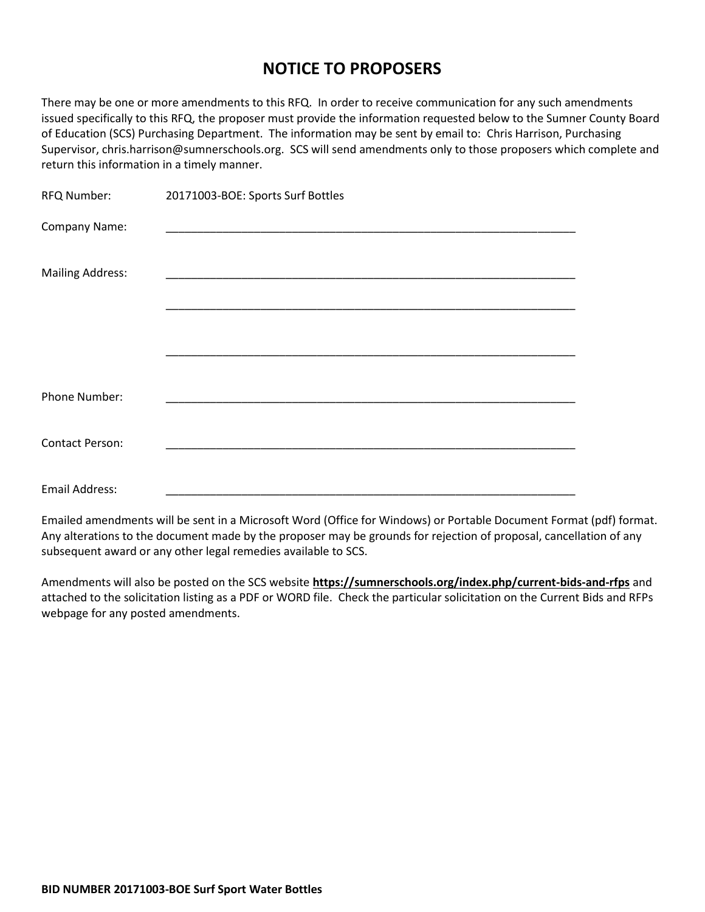# NOTICE TO PROPOSERS

There may be one or more amendments to this RFQ. In order to receive communication for any such amendments issued specifically to this RFQ, the proposer must provide the information requested below to the Sumner County Board of Education (SCS) Purchasing Department. The information may be sent by email to: Chris Harrison, Purchasing Supervisor, chris.harrison@sumnerschools.org. SCS will send amendments only to those proposers which complete and return this information in a timely manner.

RFQ Number: 20171003-BOE: Sports Surf Bottles

Company Name: ____________________________________________________________________

Mailing Address: ____________________________________________________________________

____________________________________________________________________

____________________________________________________________________

Phone Number: ____________________________________________________________________

Contact Person: ____________________________________________________________________

Email Address: ____________________________________________________________________

Emailed amendments will be sent in a Microsoft Word (Office for Windows) or Portable Document Format (pdf) format. Any alterations to the document made by the proposer may be grounds for rejection of proposal, cancellation of any subsequent award or any other legal remedies available to SCS.

Amendments will also be posted on the SCS website **https://sumnerschools.org/index.php/current-bids-and-rfps** and attached to the solicitation listing as a PDF or WORD file. Check the particular solicitation on the Current Bids and RFPs webpage for any posted amendments.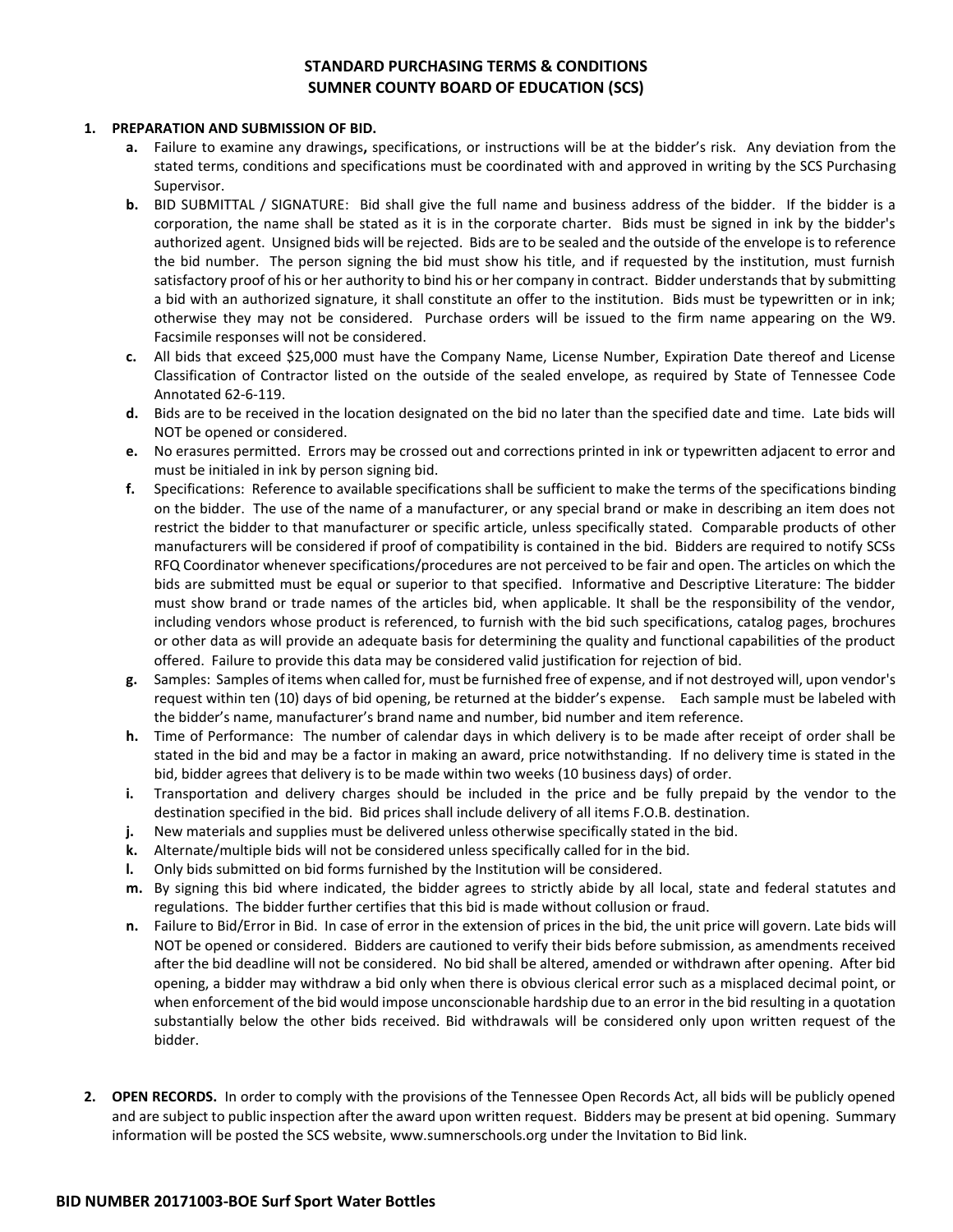# STANDARD PURCHASING TERMS & CONDITIONS
# SUMNER COUNTY BOARD OF EDUCATION (SCS)

1. **PREPARATION AND SUBMISSION OF BID.**
   - **a.** Failure to examine any drawings**,** specifications, or instructions will be at the bidder's risk. Any deviation from the stated terms, conditions and specifications must be coordinated with and approved in writing by the SCS Purchasing Supervisor.
   - **b.** BID SUBMITTAL / SIGNATURE: Bid shall give the full name and business address of the bidder. If the bidder is a corporation, the name shall be stated as it is in the corporate charter. Bids must be signed in ink by the bidder's authorized agent. Unsigned bids will be rejected. Bids are to be sealed and the outside of the envelope is to reference the bid number. The person signing the bid must show his title, and if requested by the institution, must furnish satisfactory proof of his or her authority to bind his or her company in contract. Bidder understands that by submitting a bid with an authorized signature, it shall constitute an offer to the institution. Bids must be typewritten or in ink; otherwise they may not be considered. Purchase orders will be issued to the firm name appearing on the W9. Facsimile responses will not be considered.
   - **c.** All bids that exceed $25,000 must have the Company Name, License Number, Expiration Date thereof and License Classification of Contractor listed on the outside of the sealed envelope, as required by State of Tennessee Code Annotated 62-6-119.
   - **d.** Bids are to be received in the location designated on the bid no later than the specified date and time. Late bids will NOT be opened or considered.
   - **e.** No erasures permitted. Errors may be crossed out and corrections printed in ink or typewritten adjacent to error and must be initialed in ink by person signing bid.
   - **f.** Specifications: Reference to available specifications shall be sufficient to make the terms of the specifications binding on the bidder. The use of the name of a manufacturer, or any special brand or make in describing an item does not restrict the bidder to that manufacturer or specific article, unless specifically stated. Comparable products of other manufacturers will be considered if proof of compatibility is contained in the bid. Bidders are required to notify SCSs RFQ Coordinator whenever specifications/procedures are not perceived to be fair and open. The articles on which the bids are submitted must be equal or superior to that specified. Informative and Descriptive Literature: The bidder must show brand or trade names of the articles bid, when applicable. It shall be the responsibility of the vendor, including vendors whose product is referenced, to furnish with the bid such specifications, catalog pages, brochures or other data as will provide an adequate basis for determining the quality and functional capabilities of the product offered. Failure to provide this data may be considered valid justification for rejection of bid.
   - **g.** Samples: Samples of items when called for, must be furnished free of expense, and if not destroyed will, upon vendor's request within ten (10) days of bid opening, be returned at the bidder's expense. Each sample must be labeled with the bidder's name, manufacturer's brand name and number, bid number and item reference.
   - **h.** Time of Performance: The number of calendar days in which delivery is to be made after receipt of order shall be stated in the bid and may be a factor in making an award, price notwithstanding. If no delivery time is stated in the bid, bidder agrees that delivery is to be made within two weeks (10 business days) of order.
   - **i.** Transportation and delivery charges should be included in the price and be fully prepaid by the vendor to the destination specified in the bid. Bid prices shall include delivery of all items F.O.B. destination.
   - **j.** New materials and supplies must be delivered unless otherwise specifically stated in the bid.
   - **k.** Alternate/multiple bids will not be considered unless specifically called for in the bid.
   - **l.** Only bids submitted on bid forms furnished by the Institution will be considered.
   - **m.** By signing this bid where indicated, the bidder agrees to strictly abide by all local, state and federal statutes and regulations. The bidder further certifies that this bid is made without collusion or fraud.
   - **n.** Failure to Bid/Error in Bid. In case of error in the extension of prices in the bid, the unit price will govern. Late bids will NOT be opened or considered. Bidders are cautioned to verify their bids before submission, as amendments received after the bid deadline will not be considered. No bid shall be altered, amended or withdrawn after opening. After bid opening, a bidder may withdraw a bid only when there is obvious clerical error such as a misplaced decimal point, or when enforcement of the bid would impose unconscionable hardship due to an error in the bid resulting in a quotation substantially below the other bids received. Bid withdrawals will be considered only upon written request of the bidder.

2. **OPEN RECORDS.** In order to comply with the provisions of the Tennessee Open Records Act, all bids will be publicly opened and are subject to public inspection after the award upon written request. Bidders may be present at bid opening. Summary information will be posted the SCS website, www.sumnerschools.org under the Invitation to Bid link.

**BID NUMBER 20171003-BOE Surf Sport Water Bottles**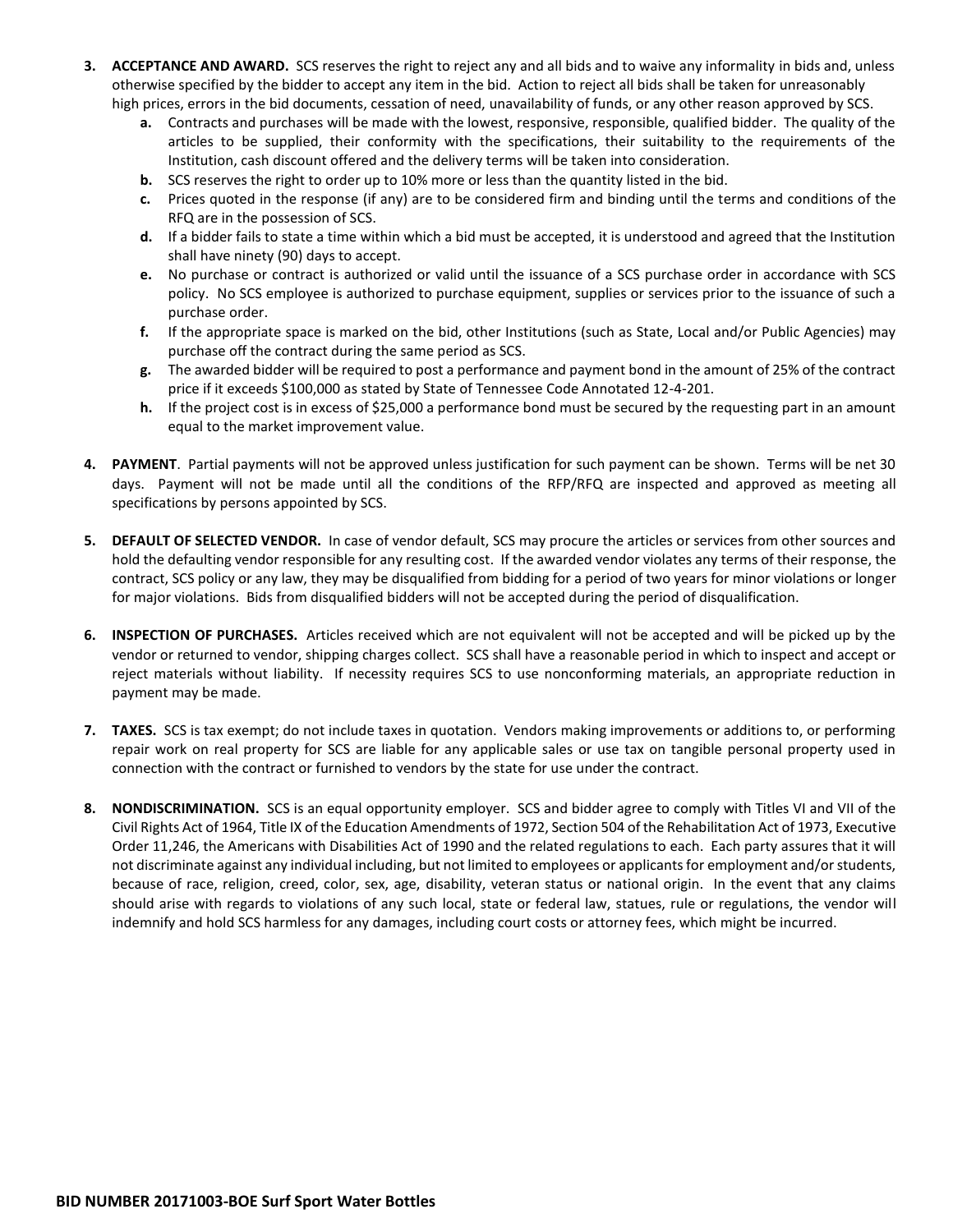3. **ACCEPTANCE AND AWARD.** SCS reserves the right to reject any and all bids and to waive any informality in bids and, unless otherwise specified by the bidder to accept any item in the bid. Action to reject all bids shall be taken for unreasonably high prices, errors in the bid documents, cessation of need, unavailability of funds, or any other reason approved by SCS.
   - **a.** Contracts and purchases will be made with the lowest, responsive, responsible, qualified bidder. The quality of the articles to be supplied, their conformity with the specifications, their suitability to the requirements of the Institution, cash discount offered and the delivery terms will be taken into consideration.
   - **b.** SCS reserves the right to order up to 10% more or less than the quantity listed in the bid.
   - **c.** Prices quoted in the response (if any) are to be considered firm and binding until the terms and conditions of the RFQ are in the possession of SCS.
   - **d.** If a bidder fails to state a time within which a bid must be accepted, it is understood and agreed that the Institution shall have ninety (90) days to accept.
   - **e.** No purchase or contract is authorized or valid until the issuance of a SCS purchase order in accordance with SCS policy. No SCS employee is authorized to purchase equipment, supplies or services prior to the issuance of such a purchase order.
   - **f.** If the appropriate space is marked on the bid, other Institutions (such as State, Local and/or Public Agencies) may purchase off the contract during the same period as SCS.
   - **g.** The awarded bidder will be required to post a performance and payment bond in the amount of 25% of the contract price if it exceeds $100,000 as stated by State of Tennessee Code Annotated 12-4-201.
   - **h.** If the project cost is in excess of $25,000 a performance bond must be secured by the requesting part in an amount equal to the market improvement value.

4. **PAYMENT**. Partial payments will not be approved unless justification for such payment can be shown. Terms will be net 30 days. Payment will not be made until all the conditions of the RFP/RFQ are inspected and approved as meeting all specifications by persons appointed by SCS.

5. **DEFAULT OF SELECTED VENDOR.** In case of vendor default, SCS may procure the articles or services from other sources and hold the defaulting vendor responsible for any resulting cost. If the awarded vendor violates any terms of their response, the contract, SCS policy or any law, they may be disqualified from bidding for a period of two years for minor violations or longer for major violations. Bids from disqualified bidders will not be accepted during the period of disqualification.

6. **INSPECTION OF PURCHASES.** Articles received which are not equivalent will not be accepted and will be picked up by the vendor or returned to vendor, shipping charges collect. SCS shall have a reasonable period in which to inspect and accept or reject materials without liability. If necessity requires SCS to use nonconforming materials, an appropriate reduction in payment may be made.

7. **TAXES.** SCS is tax exempt; do not include taxes in quotation. Vendors making improvements or additions to, or performing repair work on real property for SCS are liable for any applicable sales or use tax on tangible personal property used in connection with the contract or furnished to vendors by the state for use under the contract.

8. **NONDISCRIMINATION.** SCS is an equal opportunity employer. SCS and bidder agree to comply with Titles VI and VII of the Civil Rights Act of 1964, Title IX of the Education Amendments of 1972, Section 504 of the Rehabilitation Act of 1973, Executive Order 11,246, the Americans with Disabilities Act of 1990 and the related regulations to each. Each party assures that it will not discriminate against any individual including, but not limited to employees or applicants for employment and/or students, because of race, religion, creed, color, sex, age, disability, veteran status or national origin. In the event that any claims should arise with regards to violations of any such local, state or federal law, statues, rule or regulations, the vendor will indemnify and hold SCS harmless for any damages, including court costs or attorney fees, which might be incurred.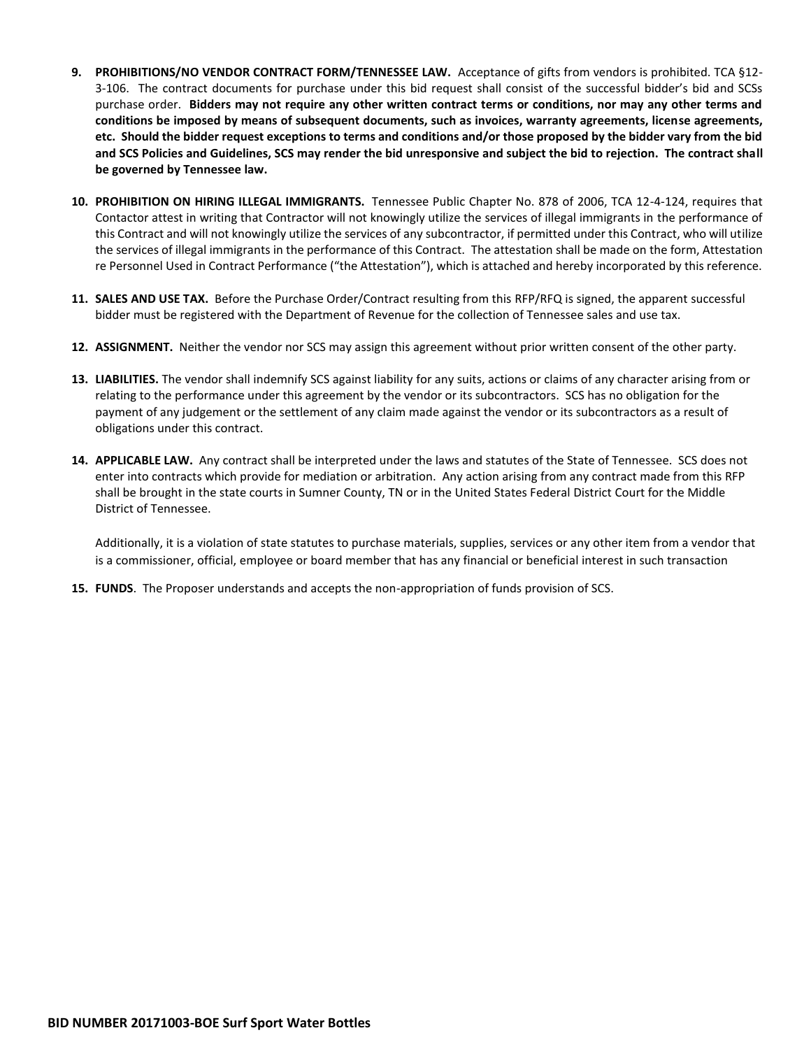9. **PROHIBITIONS/NO VENDOR CONTRACT FORM/TENNESSEE LAW.** Acceptance of gifts from vendors is prohibited. TCA §12-3-106. The contract documents for purchase under this bid request shall consist of the successful bidder's bid and SCSs purchase order. **Bidders may not require any other written contract terms or conditions, nor may any other terms and conditions be imposed by means of subsequent documents, such as invoices, warranty agreements, license agreements, etc. Should the bidder request exceptions to terms and conditions and/or those proposed by the bidder vary from the bid and SCS Policies and Guidelines, SCS may render the bid unresponsive and subject the bid to rejection. The contract shall be governed by Tennessee law.**

10. **PROHIBITION ON HIRING ILLEGAL IMMIGRANTS.** Tennessee Public Chapter No. 878 of 2006, TCA 12-4-124, requires that Contactor attest in writing that Contractor will not knowingly utilize the services of illegal immigrants in the performance of this Contract and will not knowingly utilize the services of any subcontractor, if permitted under this Contract, who will utilize the services of illegal immigrants in the performance of this Contract. The attestation shall be made on the form, Attestation re Personnel Used in Contract Performance ("the Attestation"), which is attached and hereby incorporated by this reference.

11. **SALES AND USE TAX.** Before the Purchase Order/Contract resulting from this RFP/RFQ is signed, the apparent successful bidder must be registered with the Department of Revenue for the collection of Tennessee sales and use tax.

12. **ASSIGNMENT.** Neither the vendor nor SCS may assign this agreement without prior written consent of the other party.

13. **LIABILITIES.** The vendor shall indemnify SCS against liability for any suits, actions or claims of any character arising from or relating to the performance under this agreement by the vendor or its subcontractors. SCS has no obligation for the payment of any judgement or the settlement of any claim made against the vendor or its subcontractors as a result of obligations under this contract.

14. **APPLICABLE LAW.** Any contract shall be interpreted under the laws and statutes of the State of Tennessee. SCS does not enter into contracts which provide for mediation or arbitration. Any action arising from any contract made from this RFP shall be brought in the state courts in Sumner County, TN or in the United States Federal District Court for the Middle District of Tennessee.

    Additionally, it is a violation of state statutes to purchase materials, supplies, services or any other item from a vendor that is a commissioner, official, employee or board member that has any financial or beneficial interest in such transaction

15. **FUNDS**. The Proposer understands and accepts the non-appropriation of funds provision of SCS.